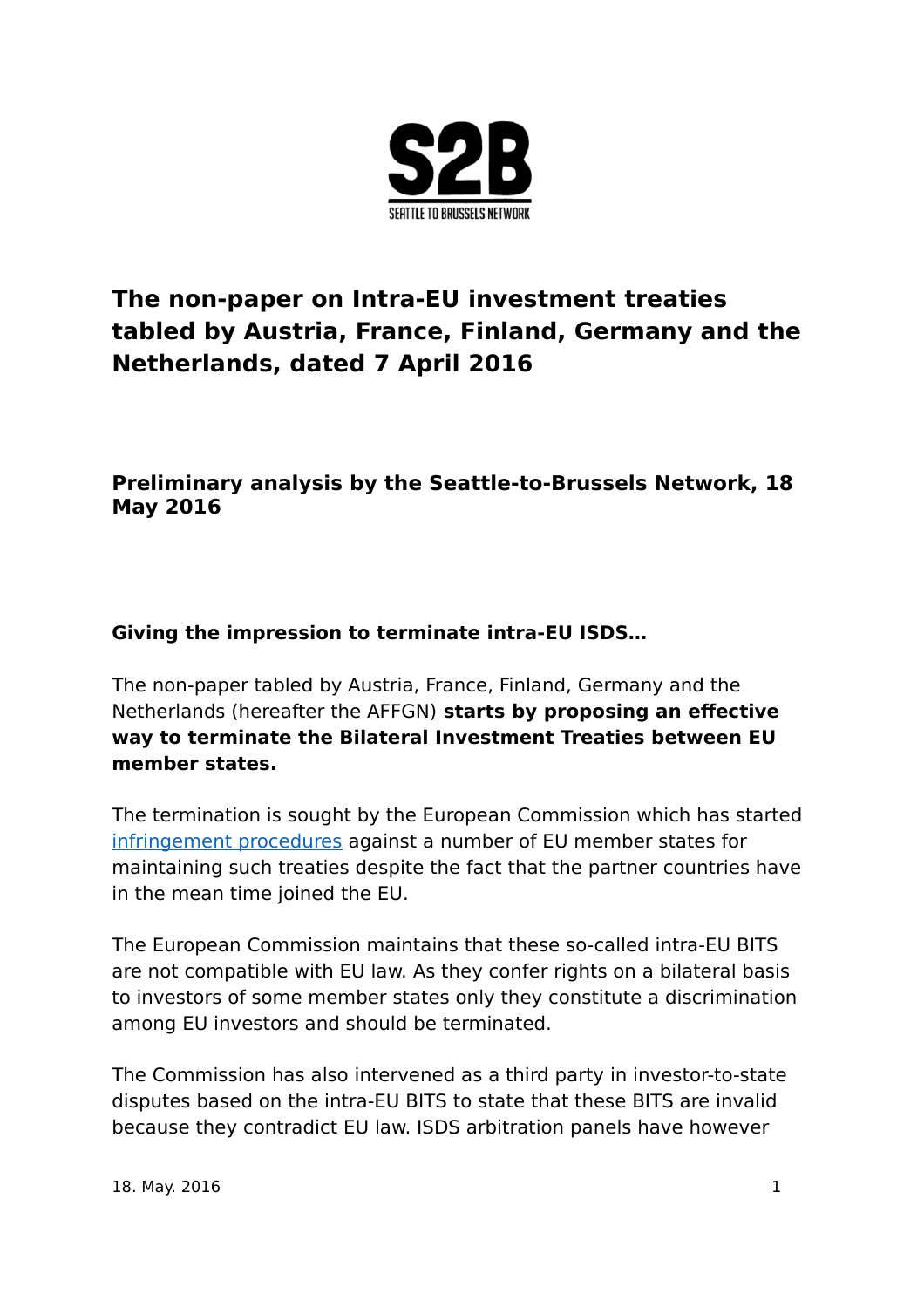# The non-paper on Intra-EU investment treaties tabled by Austria, France, Finland, Germany and the Netherlands, dated 7 April 2016

## Preliminary analysis by the Seattle-to-Brussels Network, 18 May 2016

### Giving the impression to terminate intra-EU ISDS…

The non-paper tabled by Austria, France, Finland, Germany and the Netherlands (hereafter the AFFGN) **starts by proposing an effective way to terminate the Bilateral Investment Treaties between EU member states.**

The termination is sought by the European Commission which has started [infringement procedures](#) against a number of EU member states for maintaining such treaties despite the fact that the partner countries have in the mean time joined the EU.

The European Commission maintains that these so-called intra-EU BITS are not compatible with EU law. As they confer rights on a bilateral basis to investors of some member states only they constitute a discrimination among EU investors and should be terminated.

The Commission has also intervened as a third party in investor-to-state disputes based on the intra-EU BITS to state that these BITS are invalid because they contradict EU law. ISDS arbitration panels have however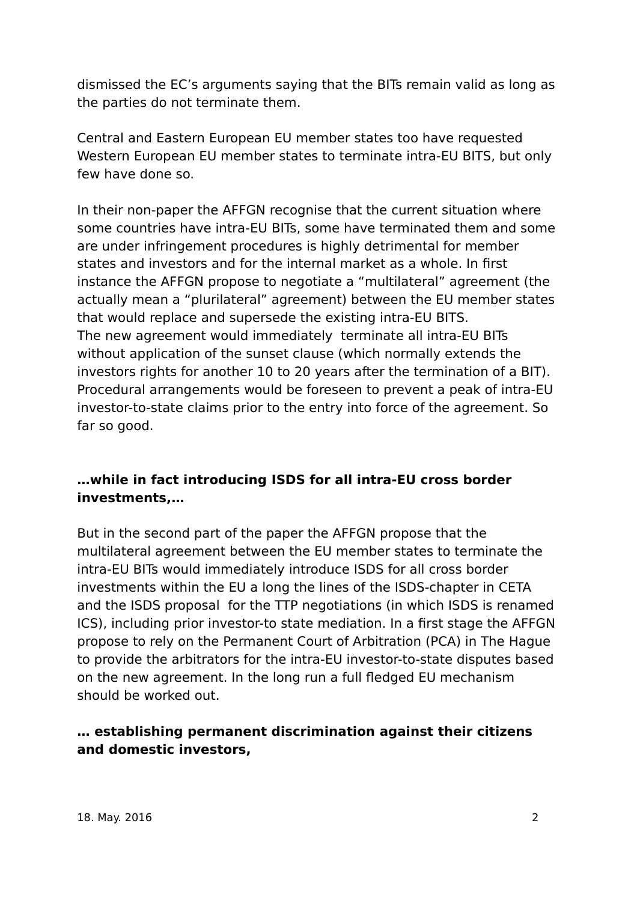dismissed the EC's arguments saying that the BITs remain valid as long as the parties do not terminate them.

Central and Eastern European EU member states too have requested Western European EU member states to terminate intra-EU BITS, but only few have done so.

In their non-paper the AFFGN recognise that the current situation where some countries have intra-EU BITs, some have terminated them and some are under infringement procedures is highly detrimental for member states and investors and for the internal market as a whole. In first instance the AFFGN propose to negotiate a "multilateral" agreement (the actually mean a "plurilateral" agreement) between the EU member states that would replace and supersede the existing intra-EU BITS.
The new agreement would immediately terminate all intra-EU BITs without application of the sunset clause (which normally extends the investors rights for another 10 to 20 years after the termination of a BIT). Procedural arrangements would be foreseen to prevent a peak of intra-EU investor-to-state claims prior to the entry into force of the agreement. So far so good.

### …while in fact introducing ISDS for all intra-EU cross border investments,…

But in the second part of the paper the AFFGN propose that the multilateral agreement between the EU member states to terminate the intra-EU BITs would immediately introduce ISDS for all cross border investments within the EU a long the lines of the ISDS-chapter in CETA and the ISDS proposal for the TTP negotiations (in which ISDS is renamed ICS), including prior investor-to state mediation. In a first stage the AFFGN propose to rely on the Permanent Court of Arbitration (PCA) in The Hague to provide the arbitrators for the intra-EU investor-to-state disputes based on the new agreement. In the long run a full fledged EU mechanism should be worked out.

### … establishing permanent discrimination against their citizens and domestic investors,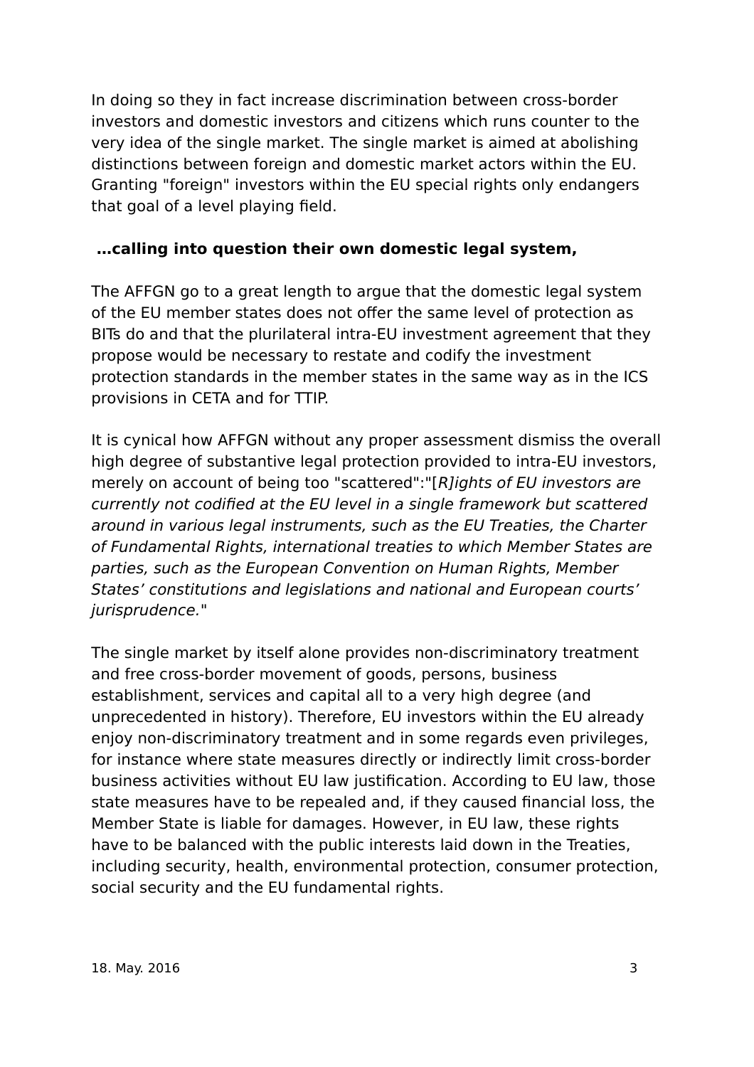In doing so they in fact increase discrimination between cross-border investors and domestic investors and citizens which runs counter to the very idea of the single market. The single market is aimed at abolishing distinctions between foreign and domestic market actors within the EU. Granting "foreign" investors within the EU special rights only endangers that goal of a level playing field.

**…calling into question their own domestic legal system,**

The AFFGN go to a great length to argue that the domestic legal system of the EU member states does not offer the same level of protection as BITs do and that the plurilateral intra-EU investment agreement that they propose would be necessary to restate and codify the investment protection standards in the member states in the same way as in the ICS provisions in CETA and for TTIP.

It is cynical how AFFGN without any proper assessment dismiss the overall high degree of substantive legal protection provided to intra-EU investors, merely on account of being too "scattered":"[*R]ights of EU investors are currently not codified at the EU level in a single framework but scattered around in various legal instruments, such as the EU Treaties, the Charter of Fundamental Rights, international treaties to which Member States are parties, such as the European Convention on Human Rights, Member States' constitutions and legislations and national and European courts' jurisprudence.*"

The single market by itself alone provides non-discriminatory treatment and free cross-border movement of goods, persons, business establishment, services and capital all to a very high degree (and unprecedented in history). Therefore, EU investors within the EU already enjoy non-discriminatory treatment and in some regards even privileges, for instance where state measures directly or indirectly limit cross-border business activities without EU law justification. According to EU law, those state measures have to be repealed and, if they caused financial loss, the Member State is liable for damages. However, in EU law, these rights have to be balanced with the public interests laid down in the Treaties, including security, health, environmental protection, consumer protection, social security and the EU fundamental rights.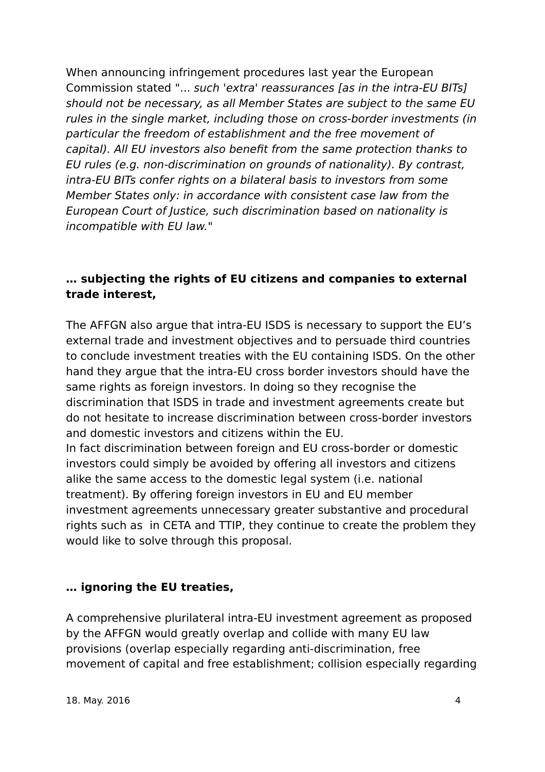When announcing infringement procedures last year the European Commission stated "... *such 'extra' reassurances [as in the intra-EU BITs] should not be necessary, as all Member States are subject to the same EU rules in the single market, including those on cross-border investments (in particular the freedom of establishment and the free movement of capital). All EU investors also benefit from the same protection thanks to EU rules (e.g. non-discrimination on grounds of nationality). By contrast, intra-EU BITs confer rights on a bilateral basis to investors from some Member States only: in accordance with consistent case law from the European Court of Justice, such discrimination based on nationality is incompatible with EU law.*"

**… subjecting the rights of EU citizens and companies to external trade interest,**

The AFFGN also argue that intra-EU ISDS is necessary to support the EU's external trade and investment objectives and to persuade third countries to conclude investment treaties with the EU containing ISDS. On the other hand they argue that the intra-EU cross border investors should have the same rights as foreign investors. In doing so they recognise the discrimination that ISDS in trade and investment agreements create but do not hesitate to increase discrimination between cross-border investors and domestic investors and citizens within the EU.
In fact discrimination between foreign and EU cross-border or domestic investors could simply be avoided by offering all investors and citizens alike the same access to the domestic legal system (i.e. national treatment). By offering foreign investors in EU and EU member investment agreements unnecessary greater substantive and procedural rights such as in CETA and TTIP, they continue to create the problem they would like to solve through this proposal.

**… ignoring the EU treaties,**

A comprehensive plurilateral intra-EU investment agreement as proposed by the AFFGN would greatly overlap and collide with many EU law provisions (overlap especially regarding anti-discrimination, free movement of capital and free establishment; collision especially regarding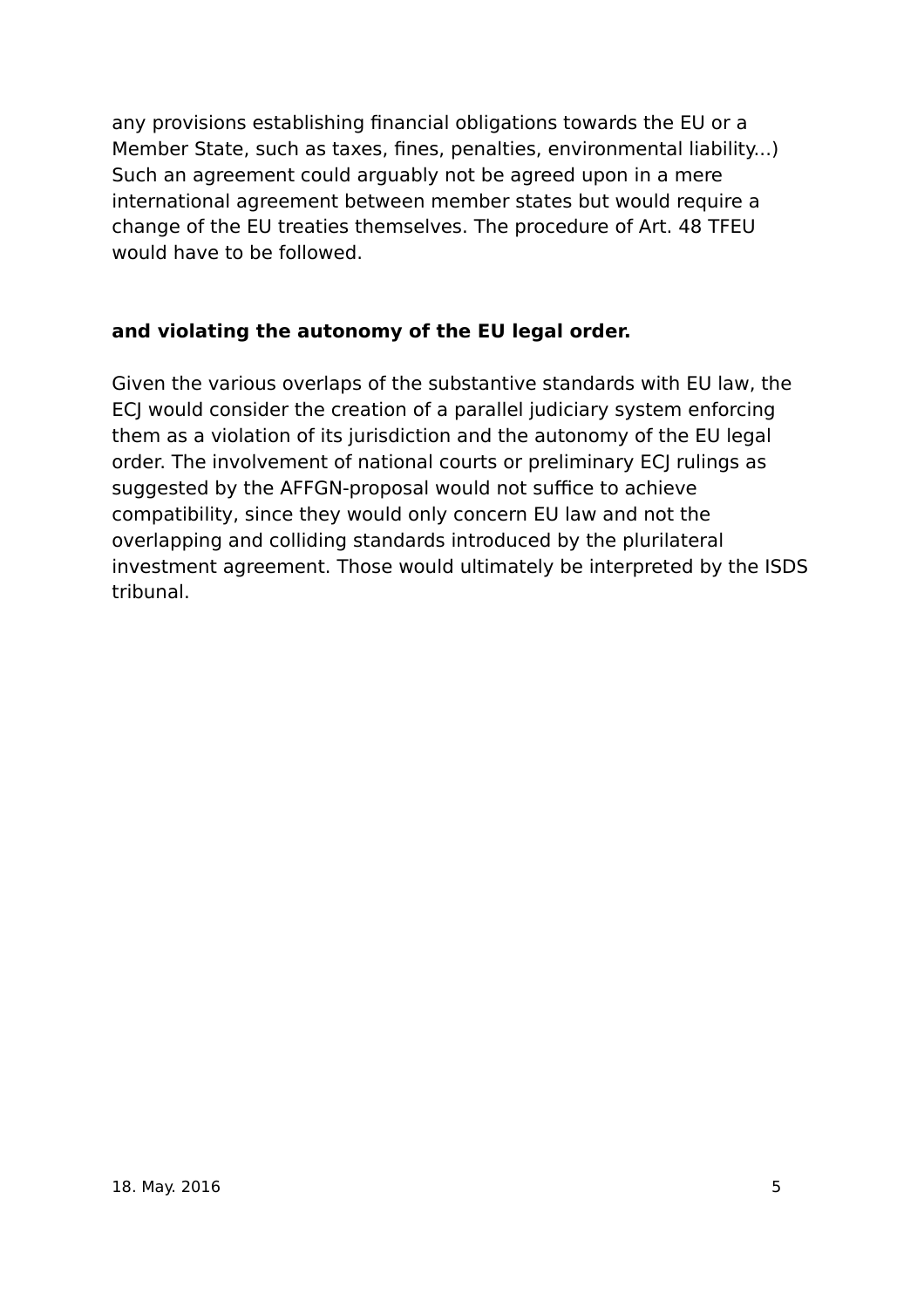any provisions establishing financial obligations towards the EU or a Member State, such as taxes, fines, penalties, environmental liability...) Such an agreement could arguably not be agreed upon in a mere international agreement between member states but would require a change of the EU treaties themselves. The procedure of Art. 48 TFEU would have to be followed.

**and violating the autonomy of the EU legal order.**

Given the various overlaps of the substantive standards with EU law, the ECJ would consider the creation of a parallel judiciary system enforcing them as a violation of its jurisdiction and the autonomy of the EU legal order. The involvement of national courts or preliminary ECJ rulings as suggested by the AFFGN-proposal would not suffice to achieve compatibility, since they would only concern EU law and not the overlapping and colliding standards introduced by the plurilateral investment agreement. Those would ultimately be interpreted by the ISDS tribunal.